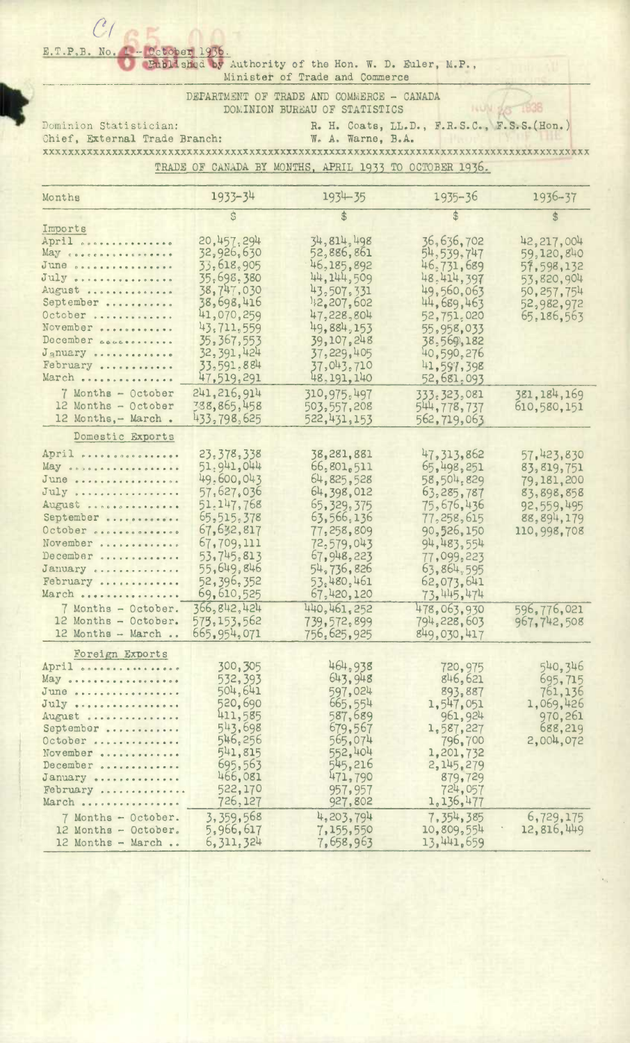C1

E.T.P.B. No. 1 - October 1936.

Published by Authority of the Hon. W. D. Euler, M.P., Minister of Trade and Commerce

DEPARTMENT OF TRADE AND COMMERCE - CANADA
DOMINION BUREAU OF STATISTICS

Dominion Statistician: R. H. Coats, LL.D., F.R.S.C., F.S.S.(Hon.)
Chief, External Trade Branch: W. A. Warne, B.A.

## TRADE OF CANADA BY MONTHS, APRIL 1933 TO OCTOBER 1936.

| Months | 1933-34 | 1934-35 | 1935-36 | 1936-37 |
|---|---|---|---|---|
| | $ | $ | $ | $ |
| **Imports** | | | | |
| April | 20,457,294 | 34,814,498 | 36,636,702 | 42,217,004 |
| May | 32,926,630 | 52,886,861 | 54,539,747 | 59,120,840 |
| June | 33,618,905 | 46,185,892 | 46,731,689 | 57,598,132 |
| July | 35,698,380 | 44,144,509 | 48,414,397 | 53,820,904 |
| August | 38,747,030 | 43,507,331 | 49,560,063 | 50,257,754 |
| September | 38,698,416 | 42,207,602 | 44,689,463 | 52,982,972 |
| October | 41,070,259 | 47,228,804 | 52,751,020 | 65,186,563 |
| November | 43,711,559 | 49,884,153 | 55,958,033 | |
| December | 35,367,553 | 39,107,248 | 38,569,182 | |
| January | 32,391,424 | 37,229,405 | 40,590,276 | |
| February | 33,591,884 | 37,043,710 | 41,597,398 | |
| March | 47,519,291 | 48,191,140 | 52,681,093 | |
| 7 Months - October | 241,216,914 | 310,975,497 | 333,323,081 | 381,184,169 |
| 12 Months - October | 338,865,458 | 503,557,208 | 544,778,737 | 610,580,151 |
| 12 Months - March | 433,798,625 | 522,431,153 | 562,719,063 | |
| **Domestic Exports** | | | | |
| April | 23,378,338 | 38,281,881 | 47,313,862 | 57,423,830 |
| May | 51,941,044 | 66,801,511 | 65,498,251 | 83,819,751 |
| June | 49,600,043 | 64,825,528 | 58,504,829 | 79,181,200 |
| July | 57,627,036 | 64,398,012 | 63,285,787 | 83,898,858 |
| August | 51,147,768 | 65,329,375 | 75,676,436 | 92,559,495 |
| September | 65,515,378 | 63,566,136 | 77,258,615 | 88,894,179 |
| October | 67,632,817 | 77,258,809 | 90,526,150 | 110,998,708 |
| November | 67,709,111 | 72,579,043 | 94,483,554 | |
| December | 53,745,813 | 67,948,223 | 77,099,223 | |
| January | 55,649,846 | 54,736,826 | 63,864,595 | |
| February | 52,396,352 | 53,480,461 | 62,073,641 | |
| March | 69,610,525 | 67,420,120 | 73,445,474 | |
| 7 Months - October. | 366,842,424 | 440,461,252 | 478,063,930 | 596,776,021 |
| 12 Months - October. | 575,153,562 | 739,572,899 | 794,228,603 | 967,742,508 |
| 12 Months - March | 665,954,071 | 756,625,925 | 849,030,417 | |
| **Foreign Exports** | | | | |
| April | 300,305 | 464,938 | 720,975 | 540,346 |
| May | 532,393 | 643,948 | 846,621 | 695,715 |
| June | 504,641 | 597,024 | 893,887 | 761,136 |
| July | 520,690 | 665,554 | 1,547,051 | 1,069,426 |
| August | 411,585 | 587,689 | 961,924 | 970,261 |
| September | 543,698 | 679,567 | 1,587,227 | 688,219 |
| October | 546,256 | 565,074 | 796,700 | 2,004,072 |
| November | 541,815 | 552,404 | 1,201,732 | |
| December | 695,563 | 545,216 | 2,145,279 | |
| January | 466,081 | 471,790 | 879,729 | |
| February | 522,170 | 957,957 | 724,057 | |
| March | 726,127 | 927,802 | 1,136,477 | |
| 7 Months - October. | 3,359,568 | 4,203,794 | 7,354,385 | 6,729,175 |
| 12 Months - October. | 5,966,617 | 7,155,550 | 10,809,554 | 12,816,449 |
| 12 Months - March | 6,311,324 | 7,658,963 | 13,441,659 | |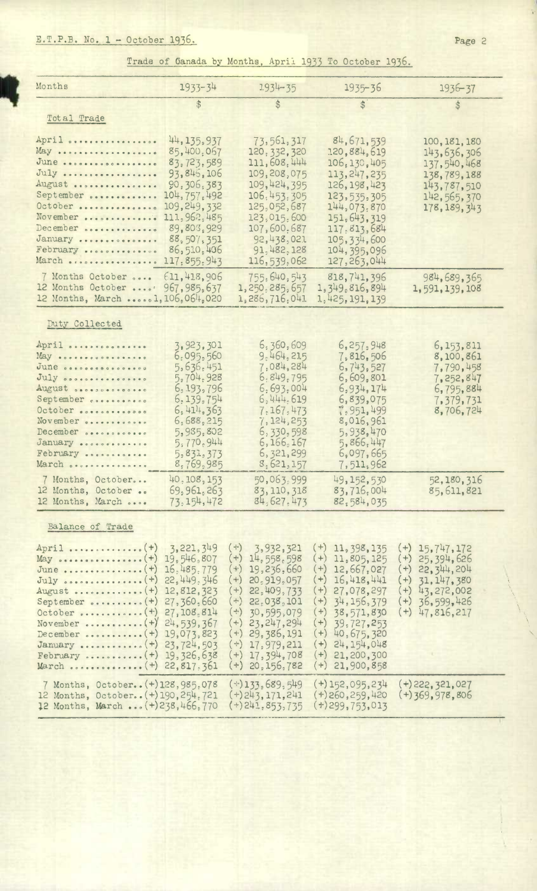E.T.P.B. No. 1 - October 1936.

## Trade of Canada by Months, April 1933 To October 1936.

| Months | 1933-34 | 1934-35 | 1935-36 | 1936-37 |
|---|---|---|---|---|
| | $ | $ | $ | $ |
| **Total Trade** | | | | |
| April | 44,135,937 | 73,561,317 | 84,671,539 | 100,181,180 |
| May | 85,400,067 | 120,332,320 | 120,884,619 | 143,636,306 |
| June | 83,723,589 | 111,608,444 | 106,130,405 | 137,540,468 |
| July | 93,845,106 | 109,208,075 | 113,247,235 | 138,789,188 |
| August | 90,306,383 | 109,424,395 | 126,198,423 | 143,787,510 |
| September | 104,757,492 | 106,453,305 | 123,535,305 | 142,565,370 |
| October | 109,249,332 | 125,052,687 | 144,073,870 | 178,189,343 |
| November | 111,962,485 | 123,015,600 | 151,643,319 | |
| December | 89,803,929 | 107,600,687 | 117,813,684 | |
| January | 88,507,351 | 92,438,021 | 105,334,600 | |
| February | 86,510,406 | 91,482,128 | 104,395,096 | |
| March | 117,855,943 | 116,539,062 | 127,263,044 | |
| 7 Months October | 611,418,906 | 755,640,543 | 818,741,396 | 984,689,365 |
| 12 Months October | 967,985,637 | 1,250,285,657 | 1,349,816,894 | 1,591,139,108 |
| 12 Months, March | 1,106,064,020 | 1,286,716,041 | 1,425,191,139 | |
| **Duty Collected** | | | | |
| April | 3,923,301 | 6,360,609 | 6,257,948 | 6,153,811 |
| May | 6,095,560 | 9,464,215 | 7,816,506 | 8,100,861 |
| June | 5,636,451 | 7,084,284 | 6,743,527 | 7,790,458 |
| July | 5,704,928 | 6,849,795 | 6,609,801 | 7,252,847 |
| August | 6,193,796 | 6,693,004 | 6,934,174 | 6,795,884 |
| September | 6,139,754 | 6,444,619 | 6,839,075 | 7,379,731 |
| October | 6,414,363 | 7,167,473 | 7,951,499 | 8,706,724 |
| November | 6,688,215 | 7,124,253 | 8,016,961 | |
| December | 5,985,802 | 6,330,598 | 5,938,470 | |
| January | 5,770,944 | 6,166,167 | 5,866,447 | |
| February | 5,831,373 | 6,321,299 | 6,097,665 | |
| March | 8,769,985 | 8,621,157 | 7,511,962 | |
| 7 Months, October | 40,108,153 | 50,063,999 | 49,152,530 | 52,180,316 |
| 12 Months, October | 69,961,263 | 83,110,318 | 83,716,004 | 85,611,821 |
| 12 Months, March | 73,154,472 | 84,627,473 | 82,584,035 | |
| **Balance of Trade** | | | | |
| April | (+) 3,221,349 | (+) 3,932,321 | (+) 11,398,135 | (+) 15,747,172 |
| May | (+) 19,546,807 | (+) 14,558,598 | (+) 11,805,125 | (+) 25,394,626 |
| June | (+) 16,485,779 | (+) 19,236,660 | (+) 12,667,027 | (+) 22,344,204 |
| July | (+) 22,449,346 | (+) 20,919,057 | (+) 16,418,441 | (+) 31,147,380 |
| August | (+) 12,812,323 | (+) 22,409,733 | (+) 27,078,297 | (+) 43,272,002 |
| September | (+) 27,360,660 | (+) 22,038,101 | (+) 34,156,379 | (+) 36,599,426 |
| October | (+) 27,108,814 | (+) 30,595,079 | (+) 38,571,830 | (+) 47,816,217 |
| November | (+) 24,539,367 | (+) 23,247,294 | (+) 39,727,253 | |
| December | (+) 19,073,823 | (+) 29,386,191 | (+) 40,675,320 | |
| January | (+) 23,724,503 | (+) 17,979,211 | (+) 24,154,048 | |
| February | (+) 19,326,638 | (+) 17,394,708 | (+) 21,200,300 | |
| March | (+) 22,817,361 | (+) 20,156,782 | (+) 21,900,858 | |
| 7 Months, October | (+) 128,985,078 | (+) 133,689,549 | (+) 152,095,234 | (+) 222,321,027 |
| 12 Months, October | (+) 190,254,721 | (+) 243,171,241 | (+) 260,259,420 | (+) 369,978,806 |
| 12 Months, March | (+) 238,466,770 | (+) 241,853,735 | (+) 299,753,013 | |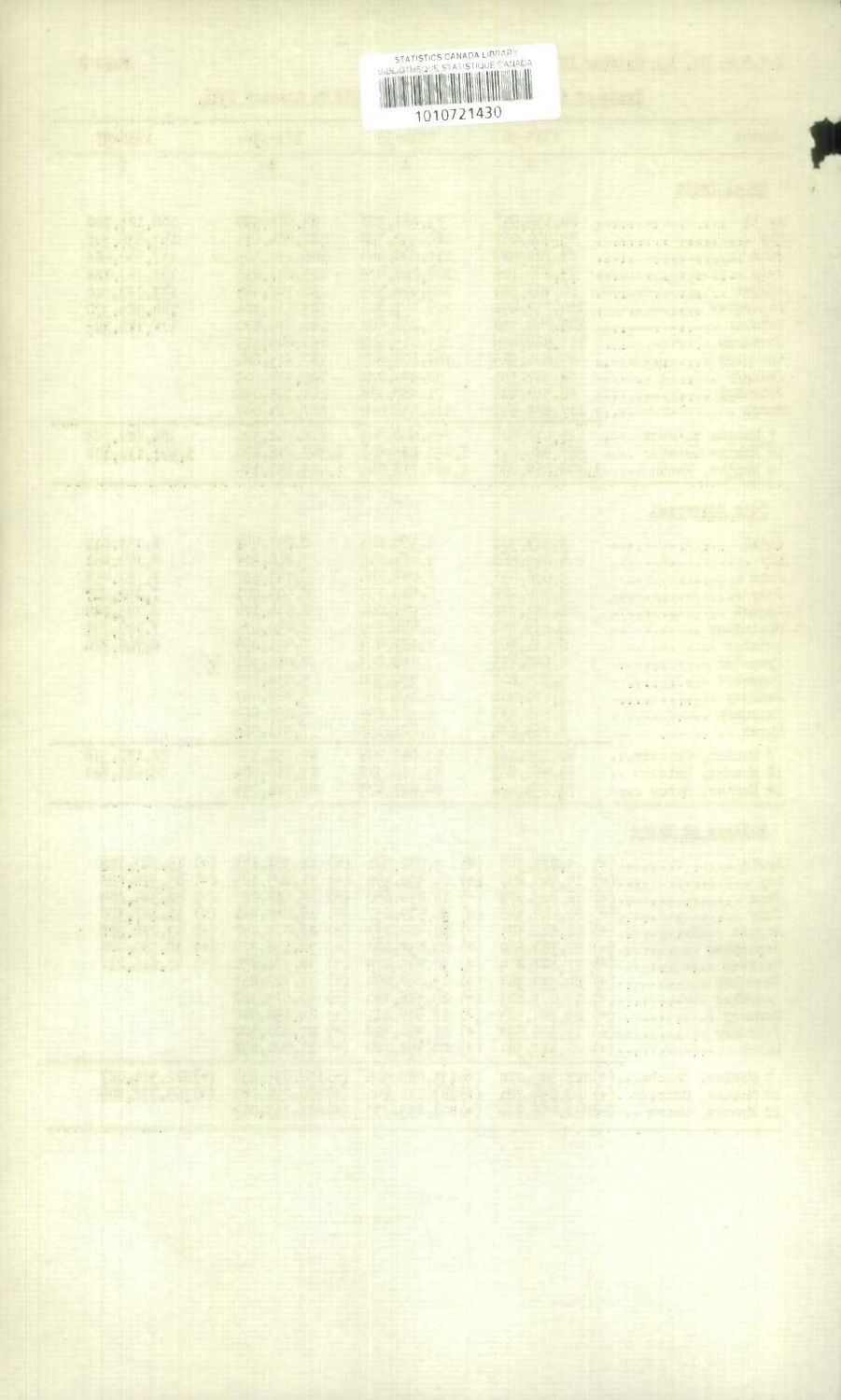STATISTICS CANADA LIBRARY
BIBLIOTHÈQUE STATISTIQUE CANADA

1010721430